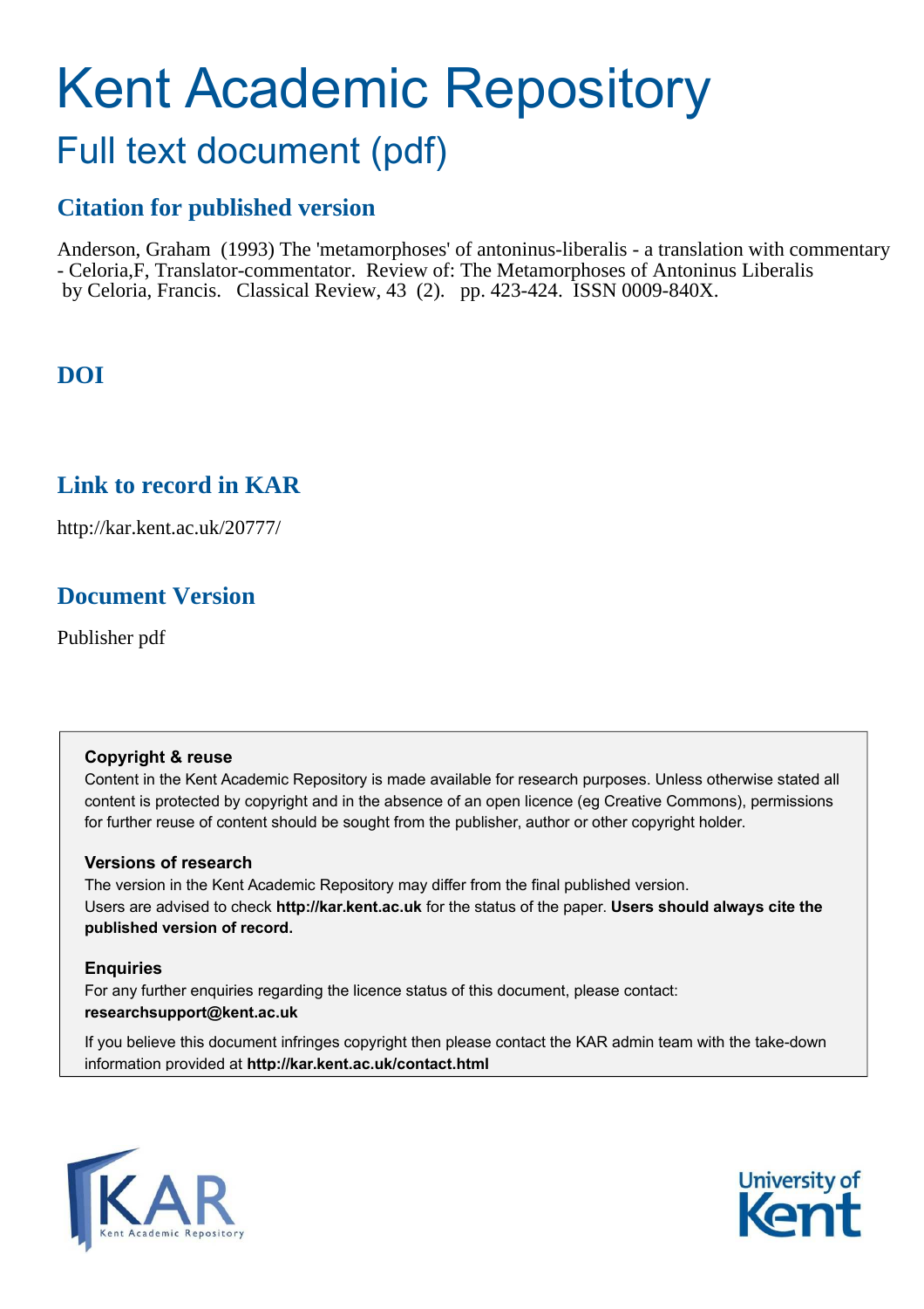# Kent Academic Repository

## Full text document (pdf)

### Citation for published version

Anderson, Graham (1993) The 'metamorphoses' of antoninus-liberalis - a translation with commentary - Celoria,F, Translator-commentator. Review of: The Metamorphoses of Antoninus Liberalis by Celoria, Francis. Classical Review, 43 (2). pp. 423-424. ISSN 0009-840X.

### DOI

### Link to record in KAR

http://kar.kent.ac.uk/20777/

### Document Version

Publisher pdf

**Copyright & reuse**

Content in the Kent Academic Repository is made available for research purposes. Unless otherwise stated all content is protected by copyright and in the absence of an open licence (eg Creative Commons), permissions for further reuse of content should be sought from the publisher, author or other copyright holder.

**Versions of research**

The version in the Kent Academic Repository may differ from the final published version.
Users are advised to check **http://kar.kent.ac.uk** for the status of the paper. **Users should always cite the published version of record.**

**Enquiries**

For any further enquiries regarding the licence status of this document, please contact:
**researchsupport@kent.ac.uk**

If you believe this document infringes copyright then please contact the KAR admin team with the take-down information provided at **http://kar.kent.ac.uk/contact.html**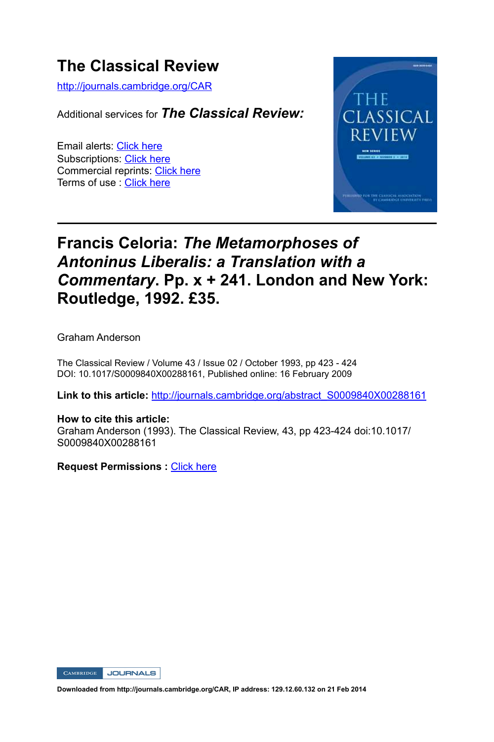# The Classical Review

http://journals.cambridge.org/CAR

Additional services for ***The Classical Review:***

Email alerts: Click here
Subscriptions: Click here
Commercial reprints: Click here
Terms of use : Click here

---

## Francis Celoria: *The Metamorphoses of Antoninus Liberalis: a Translation with a Commentary*. Pp. x + 241. London and New York: Routledge, 1992. £35.

Graham Anderson

The Classical Review / Volume 43 / Issue 02 / October 1993, pp 423 - 424
DOI: 10.1017/S0009840X00288161, Published online: 16 February 2009

**Link to this article:** http://journals.cambridge.org/abstract_S0009840X00288161

**How to cite this article:**
Graham Anderson (1993). The Classical Review, 43, pp 423-424 doi:10.1017/S0009840X00288161

**Request Permissions :** Click here

Downloaded from http://journals.cambridge.org/CAR, IP address: 129.12.60.132 on 21 Feb 2014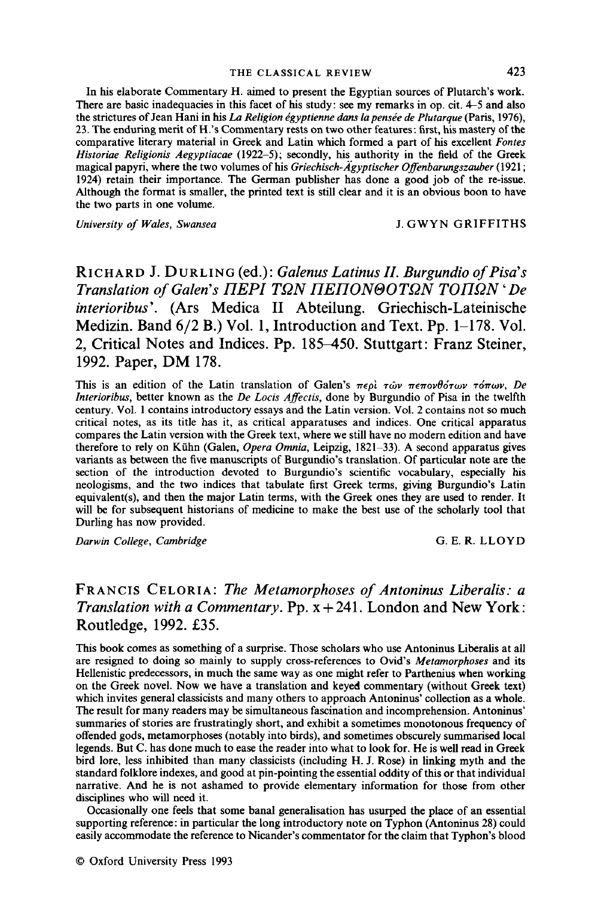In his elaborate Commentary H. aimed to present the Egyptian sources of Plutarch's work. There are basic inadequacies in this facet of his study: see my remarks in op. cit. 4–5 and also the strictures of Jean Hani in his *La Religion égyptienne dans la pensée de Plutarque* (Paris, 1976), 23. The enduring merit of H.'s Commentary rests on two other features: first, his mastery of the comparative literary material in Greek and Latin which formed a part of his excellent *Fontes Historiae Religionis Aegyptiacae* (1922–5); secondly, his authority in the field of the Greek magical papyri, where the two volumes of his *Griechisch-Ägyptischer Offenbarungszauber* (1921; 1924) retain their importance. The German publisher has done a good job of the re-issue. Although the format is smaller, the printed text is still clear and it is an obvious boon to have the two parts in one volume.

*University of Wales, Swansea* J. GWYN GRIFFITHS

## RICHARD J. DURLING (ed.): *Galenus Latinus II. Burgundio of Pisa's Translation of Galen's ΠΕΡΙ ΤΩΝ ΠΕΠΟΝΘΟΤΩΝ ΤΟΠΩΝ 'De interioribus'*. (Ars Medica II Abteilung. Griechisch-Lateinische Medizin. Band 6/2 B.) Vol. 1, Introduction and Text. Pp. 1–178. Vol. 2, Critical Notes and Indices. Pp. 185–450. Stuttgart: Franz Steiner, 1992. Paper, DM 178.

This is an edition of the Latin translation of Galen's *περὶ τῶν πεπονθότων τόπων*, *De Interioribus*, better known as the *De Locis Affectis*, done by Burgundio of Pisa in the twelfth century. Vol. 1 contains introductory essays and the Latin version. Vol. 2 contains not so much critical notes, as its title has it, as critical apparatuses and indices. One critical apparatus compares the Latin version with the Greek text, where we still have no modern edition and have therefore to rely on Kühn (Galen, *Opera Omnia*, Leipzig, 1821–33). A second apparatus gives variants as between the five manuscripts of Burgundio's translation. Of particular note are the section of the introduction devoted to Burgundio's scientific vocabulary, especially his neologisms, and the two indices that tabulate first Greek terms, giving Burgundio's Latin equivalent(s), and then the major Latin terms, with the Greek ones they are used to render. It will be for subsequent historians of medicine to make the best use of the scholarly tool that Durling has now provided.

*Darwin College, Cambridge* G. E. R. LLOYD

## FRANCIS CELORIA: *The Metamorphoses of Antoninus Liberalis: a Translation with a Commentary*. Pp. x + 241. London and New York: Routledge, 1992. £35.

This book comes as something of a surprise. Those scholars who use Antoninus Liberalis at all are resigned to doing so mainly to supply cross-references to Ovid's *Metamorphoses* and its Hellenistic predecessors, in much the same way as one might refer to Parthenius when working on the Greek novel. Now we have a translation and keyed commentary (without Greek text) which invites general classicists and many others to approach Antoninus' collection as a whole. The result for many readers may be simultaneous fascination and incomprehension. Antoninus' summaries of stories are frustratingly short, and exhibit a sometimes monotonous frequency of offended gods, metamorphoses (notably into birds), and sometimes obscurely summarised local legends. But C. has done much to ease the reader into what to look for. He is well read in Greek bird lore, less inhibited than many classicists (including H. J. Rose) in linking myth and the standard folklore indexes, and good at pin-pointing the essential oddity of this or that individual narrative. And he is not ashamed to provide elementary information for those from other disciplines who will need it.

Occasionally one feels that some banal generalisation has usurped the place of an essential supporting reference: in particular the long introductory note on Typhon (Antoninus 28) could easily accommodate the reference to Nicander's commentator for the claim that Typhon's blood

© Oxford University Press 1993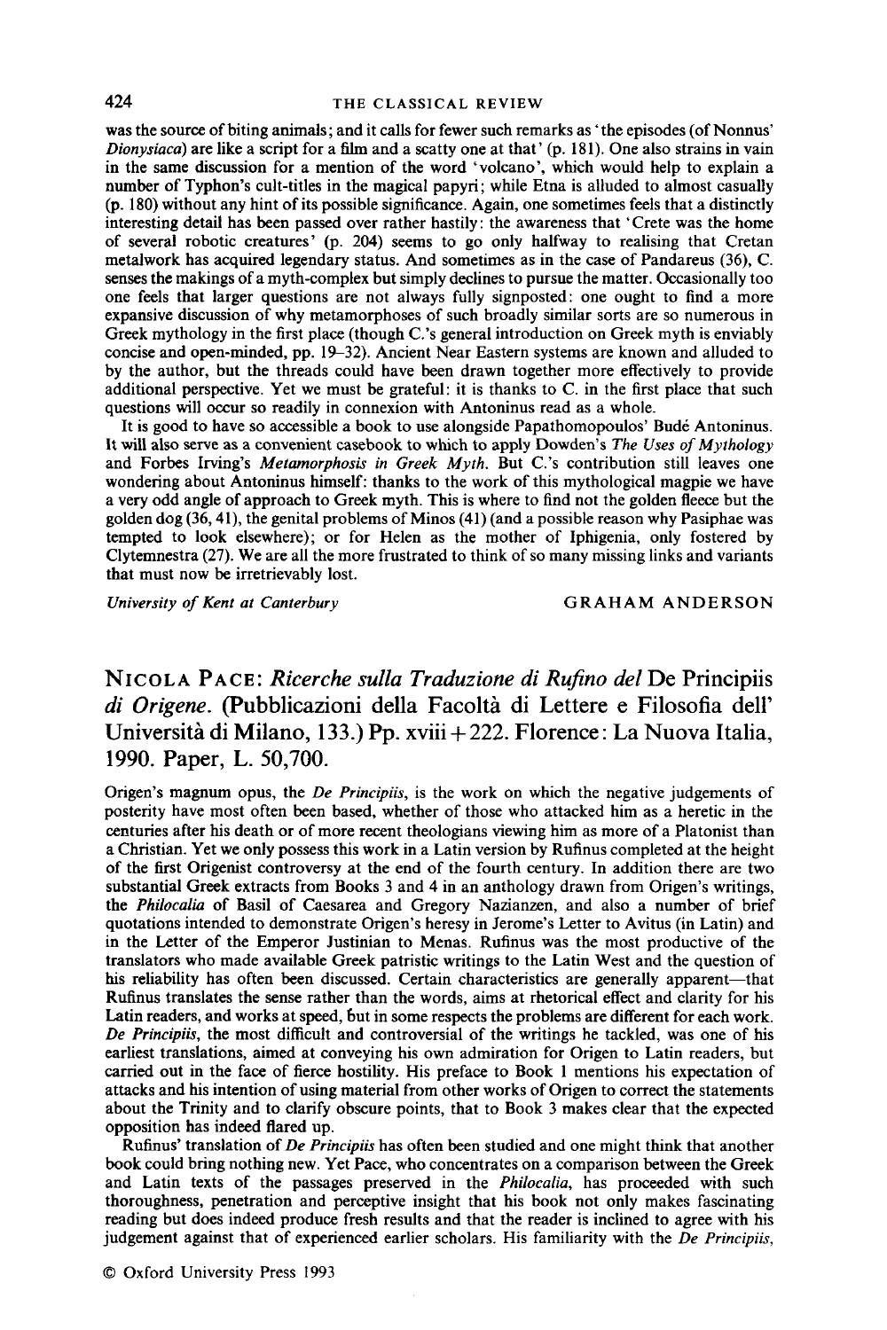was the source of biting animals; and it calls for fewer such remarks as 'the episodes (of Nonnus' *Dionysiaca*) are like a script for a film and a scatty one at that' (p. 181). One also strains in vain in the same discussion for a mention of the word 'volcano', which would help to explain a number of Typhon's cult-titles in the magical papyri; while Etna is alluded to almost casually (p. 180) without any hint of its possible significance. Again, one sometimes feels that a distinctly interesting detail has been passed over rather hastily: the awareness that 'Crete was the home of several robotic creatures' (p. 204) seems to go only halfway to realising that Cretan metalwork has acquired legendary status. And sometimes as in the case of Pandareus (36), C. senses the makings of a myth-complex but simply declines to pursue the matter. Occasionally too one feels that larger questions are not always fully signposted: one ought to find a more expansive discussion of why metamorphoses of such broadly similar sorts are so numerous in Greek mythology in the first place (though C.'s general introduction on Greek myth is enviably concise and open-minded, pp. 19–32). Ancient Near Eastern systems are known and alluded to by the author, but the threads could have been drawn together more effectively to provide additional perspective. Yet we must be grateful: it is thanks to C. in the first place that such questions will occur so readily in connexion with Antoninus read as a whole.

It is good to have so accessible a book to use alongside Papathomopoulos' Budé Antoninus. It will also serve as a convenient casebook to which to apply Dowden's *The Uses of Mythology* and Forbes Irving's *Metamorphosis in Greek Myth*. But C.'s contribution still leaves one wondering about Antoninus himself: thanks to the work of this mythological magpie we have a very odd angle of approach to Greek myth. This is where to find not the golden fleece but the golden dog (36, 41), the genital problems of Minos (41) (and a possible reason why Pasiphae was tempted to look elsewhere); or for Helen as the mother of Iphigenia, only fostered by Clytemnestra (27). We are all the more frustrated to think of so many missing links and variants that must now be irretrievably lost.

*University of Kent at Canterbury* GRAHAM ANDERSON

## NICOLA PACE: *Ricerche sulla Traduzione di Rufino del* De Principiis *di Origene*. (Pubblicazioni della Facoltà di Lettere e Filosofia dell' Università di Milano, 133.) Pp. xviii + 222. Florence: La Nuova Italia, 1990. Paper, L. 50,700.

Origen's magnum opus, the *De Principiis*, is the work on which the negative judgements of posterity have most often been based, whether of those who attacked him as a heretic in the centuries after his death or of more recent theologians viewing him as more of a Platonist than a Christian. Yet we only possess this work in a Latin version by Rufinus completed at the height of the first Origenist controversy at the end of the fourth century. In addition there are two substantial Greek extracts from Books 3 and 4 in an anthology drawn from Origen's writings, the *Philocalia* of Basil of Caesarea and Gregory Nazianzen, and also a number of brief quotations intended to demonstrate Origen's heresy in Jerome's Letter to Avitus (in Latin) and in the Letter of the Emperor Justinian to Menas. Rufinus was the most productive of the translators who made available Greek patristic writings to the Latin West and the question of his reliability has often been discussed. Certain characteristics are generally apparent—that Rufinus translates the sense rather than the words, aims at rhetorical effect and clarity for his Latin readers, and works at speed, but in some respects the problems are different for each work. *De Principiis*, the most difficult and controversial of the writings he tackled, was one of his earliest translations, aimed at conveying his own admiration for Origen to Latin readers, but carried out in the face of fierce hostility. His preface to Book 1 mentions his expectation of attacks and his intention of using material from other works of Origen to correct the statements about the Trinity and to clarify obscure points, that to Book 3 makes clear that the expected opposition has indeed flared up.

Rufinus' translation of *De Principiis* has often been studied and one might think that another book could bring nothing new. Yet Pace, who concentrates on a comparison between the Greek and Latin texts of the passages preserved in the *Philocalia*, has proceeded with such thoroughness, penetration and perceptive insight that his book not only makes fascinating reading but does indeed produce fresh results and that the reader is inclined to agree with his judgement against that of experienced earlier scholars. His familiarity with the *De Principiis*,

© Oxford University Press 1993